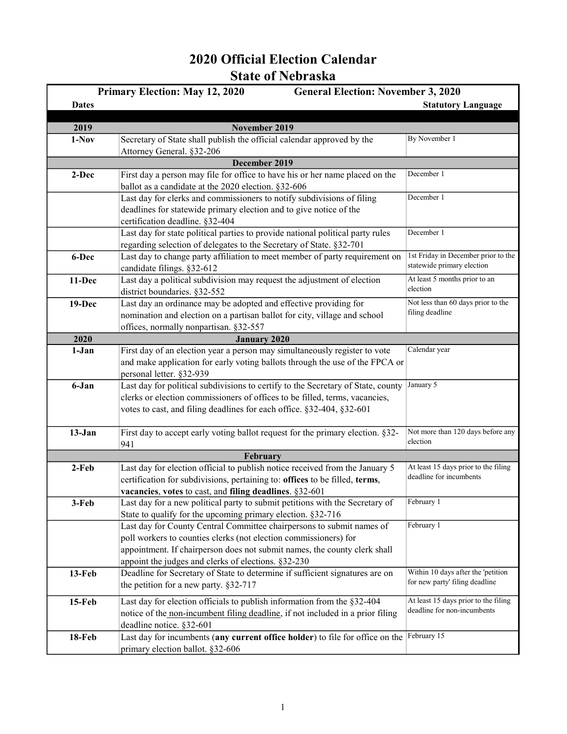# 2020 Official Election Calendar
# State of Nebraska

| Primary Election: May 12, 2020 | General Election: November 3, 2020 | |
|---|---|---|
| **Dates** | | **Statutory Language** |
| **2019** | **November 2019** | |
| **1-Nov** | Secretary of State shall publish the official calendar approved by the Attorney General. §32-206 | By November 1 |
| | **December 2019** | |
| **2-Dec** | First day a person may file for office to have his or her name placed on the ballot as a candidate at the 2020 election. §32-606 | December 1 |
| | Last day for clerks and commissioners to notify subdivisions of filing deadlines for statewide primary election and to give notice of the certification deadline. §32-404 | December 1 |
| | Last day for state political parties to provide national political party rules regarding selection of delegates to the Secretary of State. §32-701 | December 1 |
| **6-Dec** | Last day to change party affiliation to meet member of party requirement on candidate filings. §32-612 | 1st Friday in December prior to the statewide primary election |
| **11-Dec** | Last day a political subdivision may request the adjustment of election district boundaries. §32-552 | At least 5 months prior to an election |
| **19-Dec** | Last day an ordinance may be adopted and effective providing for nomination and election on a partisan ballot for city, village and school offices, normally nonpartisan. §32-557 | Not less than 60 days prior to the filing deadline |
| **2020** | **January 2020** | |
| **1-Jan** | First day of an election year a person may simultaneously register to vote and make application for early voting ballots through the use of the FPCA or personal letter. §32-939 | Calendar year |
| **6-Jan** | Last day for political subdivisions to certify to the Secretary of State, county clerks or election commissioners of offices to be filled, terms, vacancies, votes to cast, and filing deadlines for each office. §32-404, §32-601 | January 5 |
| **13-Jan** | First day to accept early voting ballot request for the primary election. §32-941 | Not more than 120 days before any election |
| | **February** | |
| **2-Feb** | Last day for election official to publish notice received from the January 5 certification for subdivisions, pertaining to: **offices** to be filled, **terms**, **vacancies**, **votes** to cast, and **filing deadlines**. §32-601 | At least 15 days prior to the filing deadline for incumbents |
| **3-Feb** | Last day for a new political party to submit petitions with the Secretary of State to qualify for the upcoming primary election. §32-716 | February 1 |
| | Last day for County Central Committee chairpersons to submit names of poll workers to counties clerks (not election commissioners) for appointment. If chairperson does not submit names, the county clerk shall appoint the judges and clerks of elections. §32-230 | February 1 |
| **13-Feb** | Deadline for Secretary of State to determine if sufficient signatures are on the petition for a new party. §32-717 | Within 10 days after the 'petition for new party' filing deadline |
| **15-Feb** | Last day for election officials to publish information from the §32-404 notice of the non-incumbent filing deadline, if not included in a prior filing deadline notice. §32-601 | At least 15 days prior to the filing deadline for non-incumbents |
| **18-Feb** | Last day for incumbents (**any current office holder**) to file for office on the primary election ballot. §32-606 | February 15 |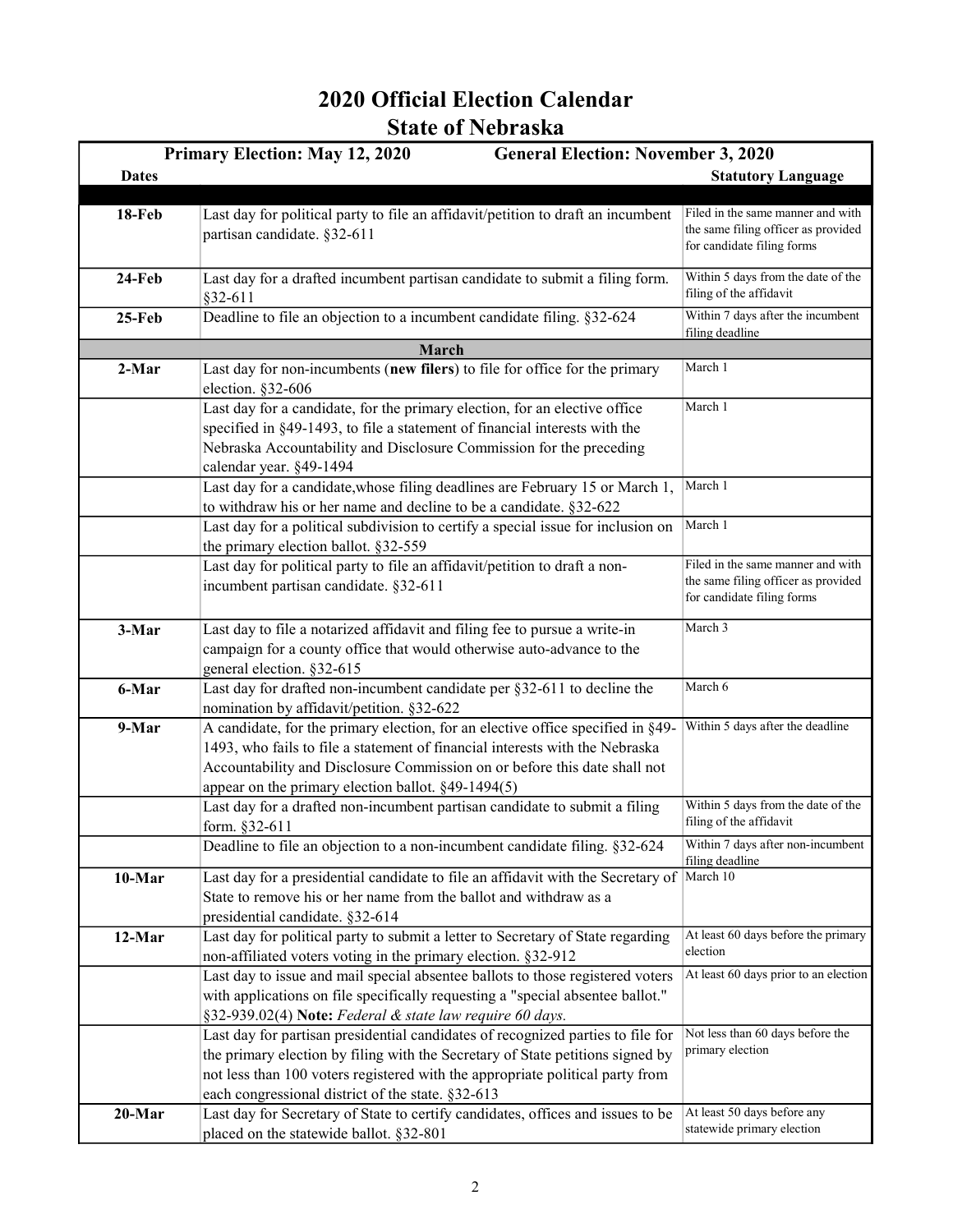# 2020 Official Election Calendar
## State of Nebraska

| Primary Election: May 12, 2020 | General Election: November 3, 2020 | |
|---|---|---|
| **Dates** | | **Statutory Language** |
| | | |
| **18-Feb** | Last day for political party to file an affidavit/petition to draft an incumbent partisan candidate. §32-611 | Filed in the same manner and with the same filing officer as provided for candidate filing forms |
| **24-Feb** | Last day for a drafted incumbent partisan candidate to submit a filing form. §32-611 | Within 5 days from the date of the filing of the affidavit |
| **25-Feb** | Deadline to file an objection to a incumbent candidate filing. §32-624 | Within 7 days after the incumbent filing deadline |
| | **March** | |
| **2-Mar** | Last day for non-incumbents (**new filers**) to file for office for the primary election. §32-606 | March 1 |
| | Last day for a candidate, for the primary election, for an elective office specified in §49-1493, to file a statement of financial interests with the Nebraska Accountability and Disclosure Commission for the preceding calendar year. §49-1494 | March 1 |
| | Last day for a candidate,whose filing deadlines are February 15 or March 1, to withdraw his or her name and decline to be a candidate. §32-622 | March 1 |
| | Last day for a political subdivision to certify a special issue for inclusion on the primary election ballot. §32-559 | March 1 |
| | Last day for political party to file an affidavit/petition to draft a non-incumbent partisan candidate. §32-611 | Filed in the same manner and with the same filing officer as provided for candidate filing forms |
| **3-Mar** | Last day to file a notarized affidavit and filing fee to pursue a write-in campaign for a county office that would otherwise auto-advance to the general election. §32-615 | March 3 |
| **6-Mar** | Last day for drafted non-incumbent candidate per §32-611 to decline the nomination by affidavit/petition. §32-622 | March 6 |
| **9-Mar** | A candidate, for the primary election, for an elective office specified in §49-1493, who fails to file a statement of financial interests with the Nebraska Accountability and Disclosure Commission on or before this date shall not appear on the primary election ballot. §49-1494(5) | Within 5 days after the deadline |
| | Last day for a drafted non-incumbent partisan candidate to submit a filing form. §32-611 | Within 5 days from the date of the filing of the affidavit |
| | Deadline to file an objection to a non-incumbent candidate filing. §32-624 | Within 7 days after non-incumbent filing deadline |
| **10-Mar** | Last day for a presidential candidate to file an affidavit with the Secretary of State to remove his or her name from the ballot and withdraw as a presidential candidate. §32-614 | March 10 |
| **12-Mar** | Last day for political party to submit a letter to Secretary of State regarding non-affiliated voters voting in the primary election. §32-912 | At least 60 days before the primary election |
| | Last day to issue and mail special absentee ballots to those registered voters with applications on file specifically requesting a "special absentee ballot." §32-939.02(4) **Note:** *Federal & state law require 60 days.* | At least 60 days prior to an election |
| | Last day for partisan presidential candidates of recognized parties to file for the primary election by filing with the Secretary of State petitions signed by not less than 100 voters registered with the appropriate political party from each congressional district of the state. §32-613 | Not less than 60 days before the primary election |
| **20-Mar** | Last day for Secretary of State to certify candidates, offices and issues to be placed on the statewide ballot. §32-801 | At least 50 days before any statewide primary election |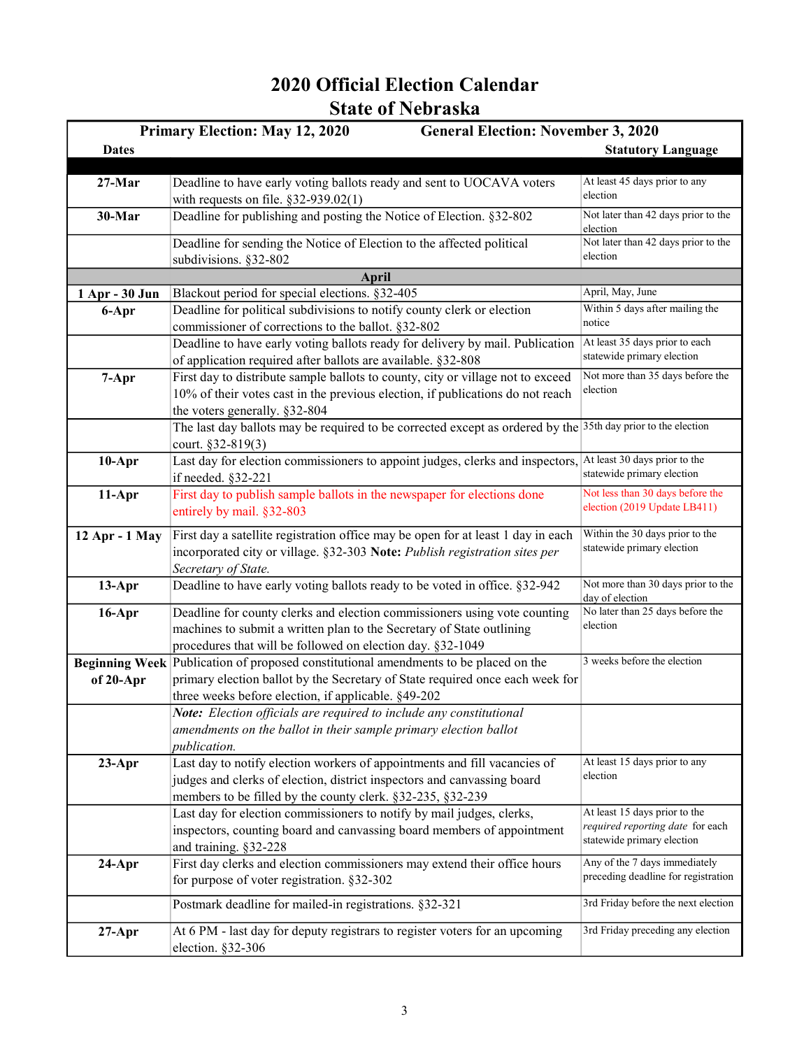# 2020 Official Election Calendar
# State of Nebraska

**Primary Election: May 12, 2020** | **General Election: November 3, 2020**

| Dates | | Statutory Language |
|---|---|---|
| 27-Mar | Deadline to have early voting ballots ready and sent to UOCAVA voters with requests on file. §32-939.02(1) | At least 45 days prior to any election |
| 30-Mar | Deadline for publishing and posting the Notice of Election. §32-802 | Not later than 42 days prior to the election |
| | Deadline for sending the Notice of Election to the affected political subdivisions. §32-802 | Not later than 42 days prior to the election |
| | **April** | |
| 1 Apr - 30 Jun | Blackout period for special elections. §32-405 | April, May, June |
| 6-Apr | Deadline for political subdivisions to notify county clerk or election commissioner of corrections to the ballot. §32-802 | Within 5 days after mailing the notice |
| | Deadline to have early voting ballots ready for delivery by mail. Publication of application required after ballots are available. §32-808 | At least 35 days prior to each statewide primary election |
| 7-Apr | First day to distribute sample ballots to county, city or village not to exceed 10% of their votes cast in the previous election, if publications do not reach the voters generally. §32-804 | Not more than 35 days before the election |
| | The last day ballots may be required to be corrected except as ordered by the court. §32-819(3) | 35th day prior to the election |
| 10-Apr | Last day for election commissioners to appoint judges, clerks and inspectors, if needed. §32-221 | At least 30 days prior to the statewide primary election |
| 11-Apr | First day to publish sample ballots in the newspaper for elections done entirely by mail. §32-803 | Not less than 30 days before the election (2019 Update LB411) |
| 12 Apr - 1 May | First day a satellite registration office may be open for at least 1 day in each incorporated city or village. §32-303 **Note:** *Publish registration sites per Secretary of State.* | Within the 30 days prior to the statewide primary election |
| 13-Apr | Deadline to have early voting ballots ready to be voted in office. §32-942 | Not more than 30 days prior to the day of election |
| 16-Apr | Deadline for county clerks and election commissioners using vote counting machines to submit a written plan to the Secretary of State outlining procedures that will be followed on election day. §32-1049 | No later than 25 days before the election |
| Beginning Week of 20-Apr | Publication of proposed constitutional amendments to be placed on the primary election ballot by the Secretary of State required once each week for three weeks before election, if applicable. §49-202 | 3 weeks before the election |
| | ***Note:*** *Election officials are required to include any constitutional amendments on the ballot in their sample primary election ballot publication.* | |
| 23-Apr | Last day to notify election workers of appointments and fill vacancies of judges and clerks of election, district inspectors and canvassing board members to be filled by the county clerk. §32-235, §32-239 | At least 15 days prior to any election |
| | Last day for election commissioners to notify by mail judges, clerks, inspectors, counting board and canvassing board members of appointment and training. §32-228 | At least 15 days prior to the *required reporting date* for each statewide primary election |
| 24-Apr | First day clerks and election commissioners may extend their office hours for purpose of voter registration. §32-302 | Any of the 7 days immediately preceding deadline for registration |
| | Postmark deadline for mailed-in registrations. §32-321 | 3rd Friday before the next election |
| 27-Apr | At 6 PM - last day for deputy registrars to register voters for an upcoming election. §32-306 | 3rd Friday preceding any election |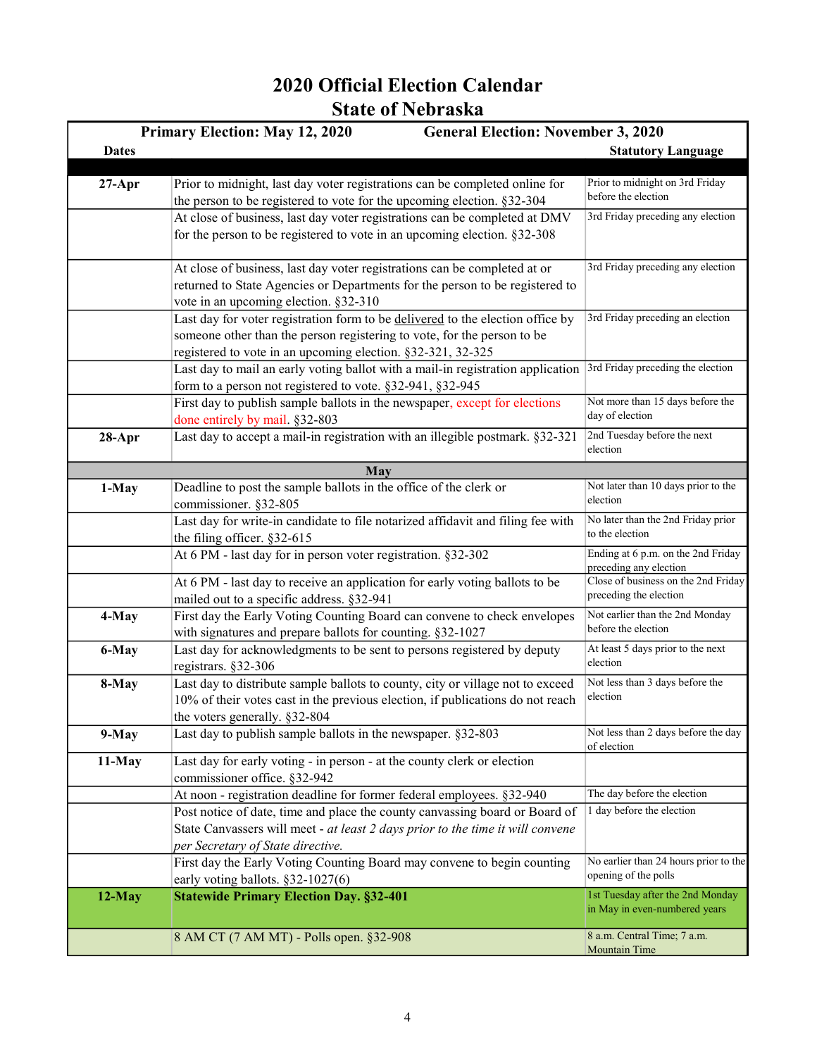# 2020 Official Election Calendar
## State of Nebraska

| Dates | Primary Election: May 12, 2020 — General Election: November 3, 2020 | Statutory Language |
|---|---|---|
| **27-Apr** | Prior to midnight, last day voter registrations can be completed online for the person to be registered to vote for the upcoming election. §32-304 | Prior to midnight on 3rd Friday before the election |
| | At close of business, last day voter registrations can be completed at DMV for the person to be registered to vote in an upcoming election. §32-308 | 3rd Friday preceding any election |
| | At close of business, last day voter registrations can be completed at or returned to State Agencies or Departments for the person to be registered to vote in an upcoming election. §32-310 | 3rd Friday preceding any election |
| | Last day for voter registration form to be delivered to the election office by someone other than the person registering to vote, for the person to be registered to vote in an upcoming election. §32-321, 32-325 | 3rd Friday preceding an election |
| | Last day to mail an early voting ballot with a mail-in registration application form to a person not registered to vote. §32-941, §32-945 | 3rd Friday preceding the election |
| | First day to publish sample ballots in the newspaper, except for elections done entirely by mail. §32-803 | Not more than 15 days before the day of election |
| **28-Apr** | Last day to accept a mail-in registration with an illegible postmark. §32-321 | 2nd Tuesday before the next election |
| | **May** | |
| **1-May** | Deadline to post the sample ballots in the office of the clerk or commissioner. §32-805 | Not later than 10 days prior to the election |
| | Last day for write-in candidate to file notarized affidavit and filing fee with the filing officer. §32-615 | No later than the 2nd Friday prior to the election |
| | At 6 PM - last day for in person voter registration. §32-302 | Ending at 6 p.m. on the 2nd Friday preceding any election |
| | At 6 PM - last day to receive an application for early voting ballots to be mailed out to a specific address. §32-941 | Close of business on the 2nd Friday preceding the election |
| **4-May** | First day the Early Voting Counting Board can convene to check envelopes with signatures and prepare ballots for counting. §32-1027 | Not earlier than the 2nd Monday before the election |
| **6-May** | Last day for acknowledgments to be sent to persons registered by deputy registrars. §32-306 | At least 5 days prior to the next election |
| **8-May** | Last day to distribute sample ballots to county, city or village not to exceed 10% of their votes cast in the previous election, if publications do not reach the voters generally. §32-804 | Not less than 3 days before the election |
| **9-May** | Last day to publish sample ballots in the newspaper. §32-803 | Not less than 2 days before the day of election |
| **11-May** | Last day for early voting - in person - at the county clerk or election commissioner office. §32-942 | |
| | At noon - registration deadline for former federal employees. §32-940 | The day before the election |
| | Post notice of date, time and place the county canvassing board or Board of State Canvassers will meet - *at least 2 days prior to the time it will convene per Secretary of State directive.* | 1 day before the election |
| | First day the Early Voting Counting Board may convene to begin counting early voting ballots. §32-1027(6) | No earlier than 24 hours prior to the opening of the polls |
| **12-May** | **Statewide Primary Election Day. §32-401** | 1st Tuesday after the 2nd Monday in May in even-numbered years |
| | 8 AM CT (7 AM MT) - Polls open. §32-908 | 8 a.m. Central Time; 7 a.m. Mountain Time |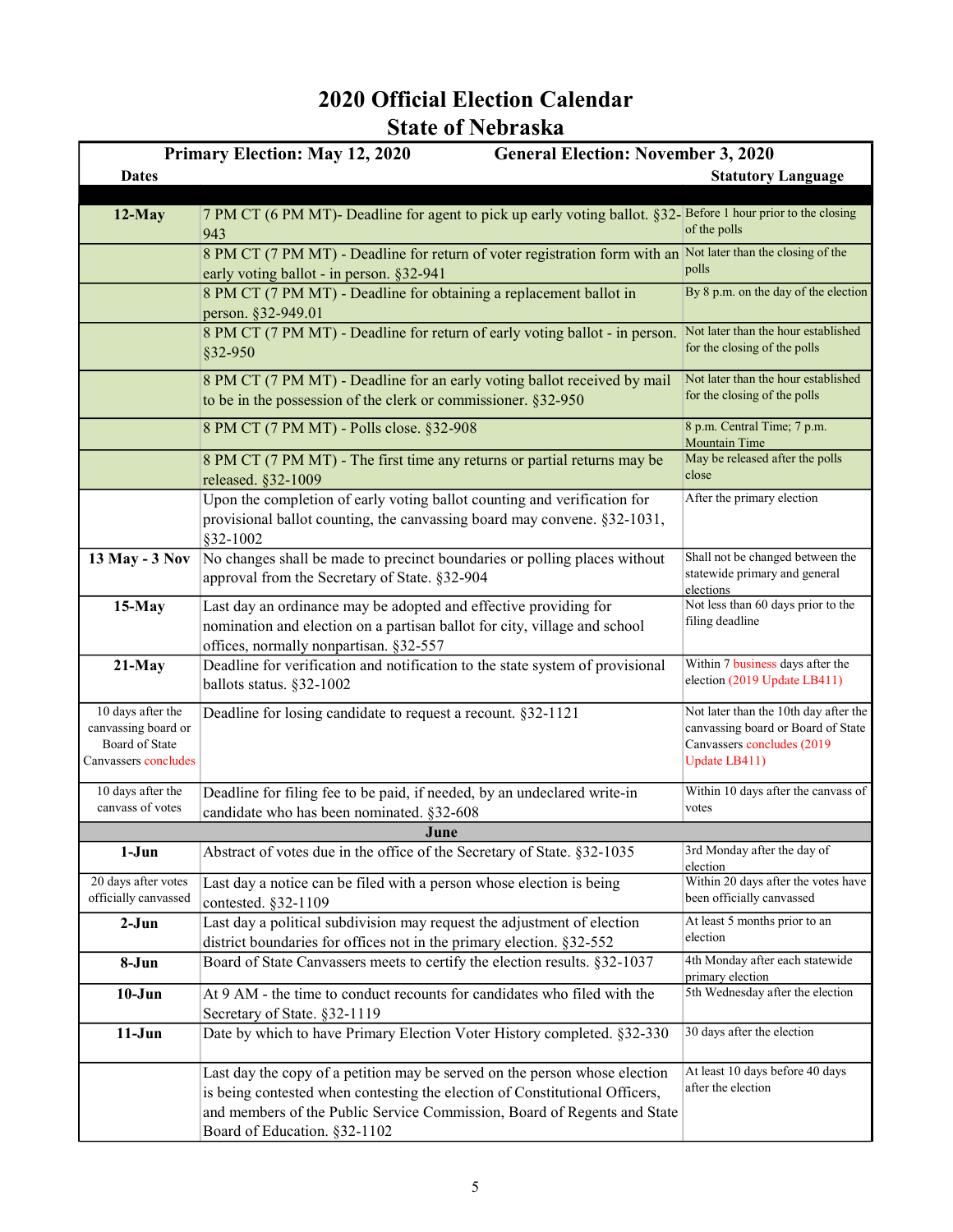# 2020 Official Election Calendar
## State of Nebraska

**Primary Election: May 12, 2020** | **General Election: November 3, 2020**

| Dates | | Statutory Language |
|---|---|---|
| **12-May** | 7 PM CT (6 PM MT)- Deadline for agent to pick up early voting ballot. §32-943 | Before 1 hour prior to the closing of the polls |
| | 8 PM CT (7 PM MT) - Deadline for return of voter registration form with an early voting ballot - in person. §32-941 | Not later than the closing of the polls |
| | 8 PM CT (7 PM MT) - Deadline for obtaining a replacement ballot in person. §32-949.01 | By 8 p.m. on the day of the election |
| | 8 PM CT (7 PM MT) - Deadline for return of early voting ballot - in person. §32-950 | Not later than the hour established for the closing of the polls |
| | 8 PM CT (7 PM MT) - Deadline for an early voting ballot received by mail to be in the possession of the clerk or commissioner. §32-950 | Not later than the hour established for the closing of the polls |
| | 8 PM CT (7 PM MT) - Polls close. §32-908 | 8 p.m. Central Time; 7 p.m. Mountain Time |
| | 8 PM CT (7 PM MT) - The first time any returns or partial returns may be released. §32-1009 | May be released after the polls close |
| | Upon the completion of early voting ballot counting and verification for provisional ballot counting, the canvassing board may convene. §32-1031, §32-1002 | After the primary election |
| **13 May - 3 Nov** | No changes shall be made to precinct boundaries or polling places without approval from the Secretary of State. §32-904 | Shall not be changed between the statewide primary and general elections |
| **15-May** | Last day an ordinance may be adopted and effective providing for nomination and election on a partisan ballot for city, village and school offices, normally nonpartisan. §32-557 | Not less than 60 days prior to the filing deadline |
| **21-May** | Deadline for verification and notification to the state system of provisional ballots status. §32-1002 | Within 7 business days after the election (2019 Update LB411) |
| 10 days after the canvassing board or Board of State Canvassers concludes | Deadline for losing candidate to request a recount. §32-1121 | Not later than the 10th day after the canvassing board or Board of State Canvassers concludes (2019 Update LB411) |
| 10 days after the canvass of votes | Deadline for filing fee to be paid, if needed, by an undeclared write-in candidate who has been nominated. §32-608 | Within 10 days after the canvass of votes |
| | **June** | |
| **1-Jun** | Abstract of votes due in the office of the Secretary of State. §32-1035 | 3rd Monday after the day of election |
| 20 days after votes officially canvassed | Last day a notice can be filed with a person whose election is being contested. §32-1109 | Within 20 days after the votes have been officially canvassed |
| **2-Jun** | Last day a political subdivision may request the adjustment of election district boundaries for offices not in the primary election. §32-552 | At least 5 months prior to an election |
| **8-Jun** | Board of State Canvassers meets to certify the election results. §32-1037 | 4th Monday after each statewide primary election |
| **10-Jun** | At 9 AM - the time to conduct recounts for candidates who filed with the Secretary of State. §32-1119 | 5th Wednesday after the election |
| **11-Jun** | Date by which to have Primary Election Voter History completed. §32-330 | 30 days after the election |
| | Last day the copy of a petition may be served on the person whose election is being contested when contesting the election of Constitutional Officers, and members of the Public Service Commission, Board of Regents and State Board of Education. §32-1102 | At least 10 days before 40 days after the election |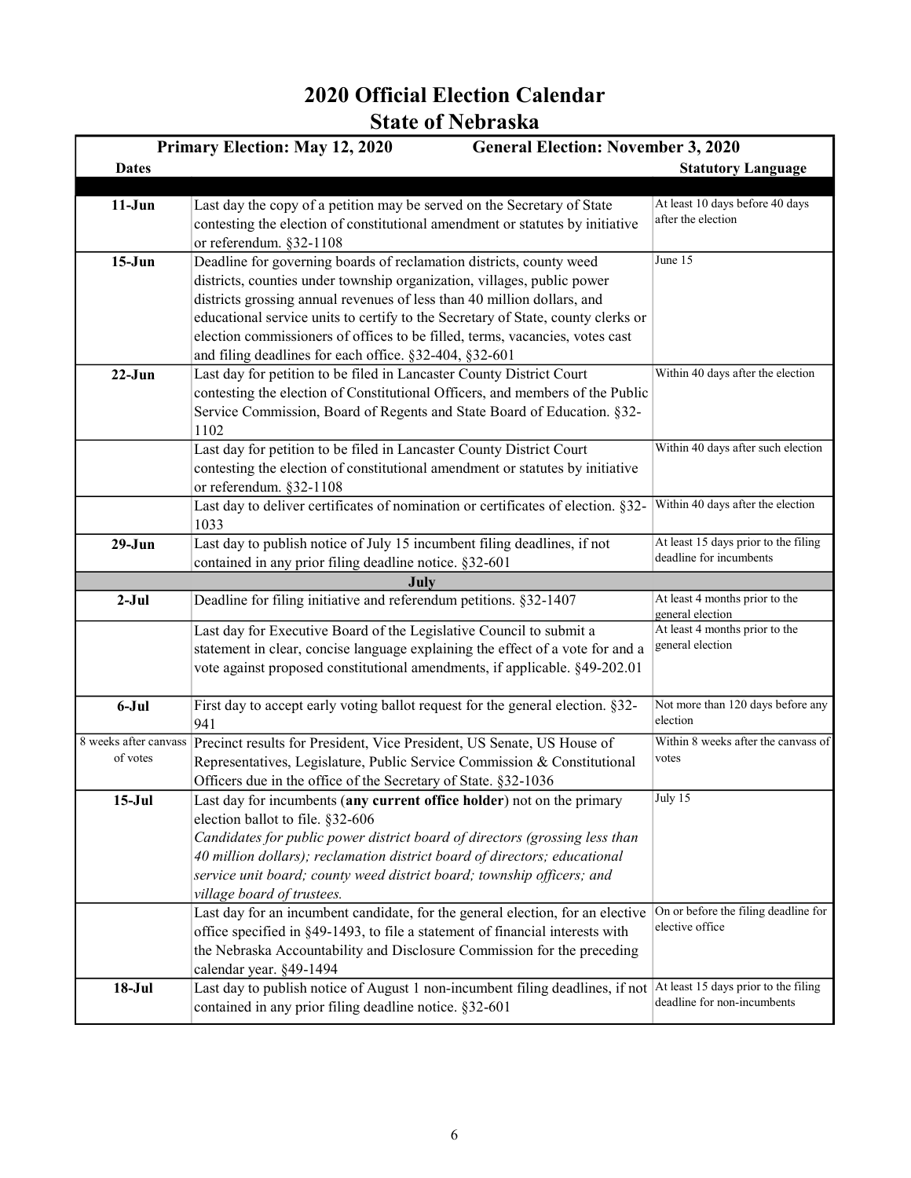# 2020 Official Election Calendar
## State of Nebraska

| Dates | Primary Election: May 12, 2020 — General Election: November 3, 2020 | Statutory Language |
|---|---|---|
| 11-Jun | Last day the copy of a petition may be served on the Secretary of State contesting the election of constitutional amendment or statutes by initiative or referendum. §32-1108 | At least 10 days before 40 days after the election |
| 15-Jun | Deadline for governing boards of reclamation districts, county weed districts, counties under township organization, villages, public power districts grossing annual revenues of less than 40 million dollars, and educational service units to certify to the Secretary of State, county clerks or election commissioners of offices to be filled, terms, vacancies, votes cast and filing deadlines for each office. §32-404, §32-601 | June 15 |
| 22-Jun | Last day for petition to be filed in Lancaster County District Court contesting the election of Constitutional Officers, and members of the Public Service Commission, Board of Regents and State Board of Education. §32-1102 | Within 40 days after the election |
| | Last day for petition to be filed in Lancaster County District Court contesting the election of constitutional amendment or statutes by initiative or referendum. §32-1108 | Within 40 days after such election |
| | Last day to deliver certificates of nomination or certificates of election. §32-1033 | Within 40 days after the election |
| 29-Jun | Last day to publish notice of July 15 incumbent filing deadlines, if not contained in any prior filing deadline notice. §32-601 | At least 15 days prior to the filing deadline for incumbents |
| | **July** | |
| 2-Jul | Deadline for filing initiative and referendum petitions. §32-1407 | At least 4 months prior to the general election |
| | Last day for Executive Board of the Legislative Council to submit a statement in clear, concise language explaining the effect of a vote for and a vote against proposed constitutional amendments, if applicable. §49-202.01 | At least 4 months prior to the general election |
| 6-Jul | First day to accept early voting ballot request for the general election. §32-941 | Not more than 120 days before any election |
| 8 weeks after canvass of votes | Precinct results for President, Vice President, US Senate, US House of Representatives, Legislature, Public Service Commission & Constitutional Officers due in the office of the Secretary of State. §32-1036 | Within 8 weeks after the canvass of votes |
| 15-Jul | Last day for incumbents (**any current office holder**) not on the primary election ballot to file. §32-606<br>*Candidates for public power district board of directors (grossing less than 40 million dollars); reclamation district board of directors; educational service unit board; county weed district board; township officers; and village board of trustees.* | July 15 |
| | Last day for an incumbent candidate, for the general election, for an elective office specified in §49-1493, to file a statement of financial interests with the Nebraska Accountability and Disclosure Commission for the preceding calendar year. §49-1494 | On or before the filing deadline for elective office |
| 18-Jul | Last day to publish notice of August 1 non-incumbent filing deadlines, if not contained in any prior filing deadline notice. §32-601 | At least 15 days prior to the filing deadline for non-incumbents |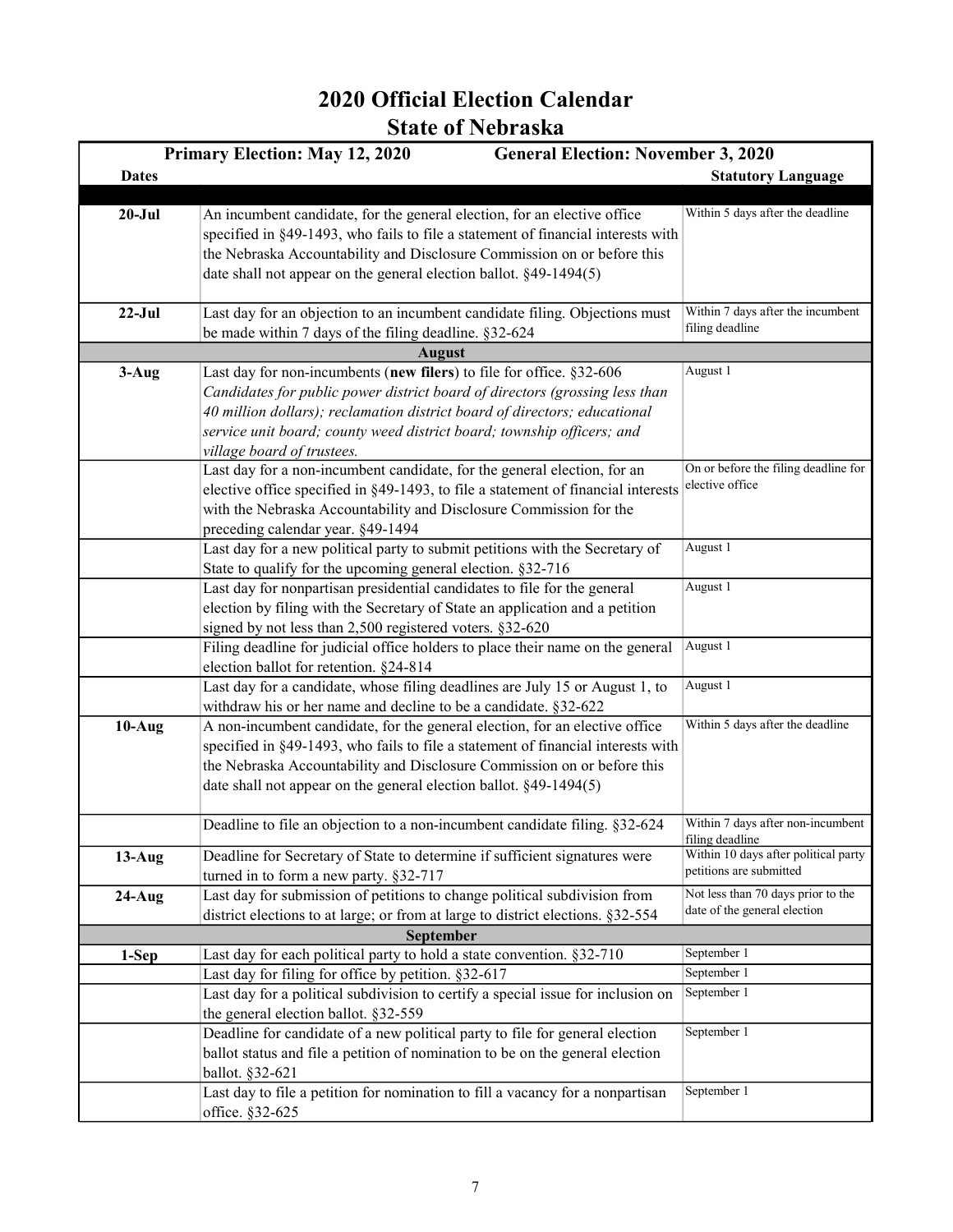# 2020 Official Election Calendar
## State of Nebraska

| Dates | Primary Election: May 12, 2020 — General Election: November 3, 2020 | Statutory Language |
|---|---|---|
| **20-Jul** | An incumbent candidate, for the general election, for an elective office specified in §49-1493, who fails to file a statement of financial interests with the Nebraska Accountability and Disclosure Commission on or before this date shall not appear on the general election ballot. §49-1494(5) | Within 5 days after the deadline |
| **22-Jul** | Last day for an objection to an incumbent candidate filing. Objections must be made within 7 days of the filing deadline. §32-624 | Within 7 days after the incumbent filing deadline |
| | **August** | |
| **3-Aug** | Last day for non-incumbents (**new filers**) to file for office. §32-606 *Candidates for public power district board of directors (grossing less than 40 million dollars); reclamation district board of directors; educational service unit board; county weed district board; township officers; and village board of trustees.* | August 1 |
| | Last day for a non-incumbent candidate, for the general election, for an elective office specified in §49-1493, to file a statement of financial interests with the Nebraska Accountability and Disclosure Commission for the preceding calendar year. §49-1494 | On or before the filing deadline for elective office |
| | Last day for a new political party to submit petitions with the Secretary of State to qualify for the upcoming general election. §32-716 | August 1 |
| | Last day for nonpartisan presidential candidates to file for the general election by filing with the Secretary of State an application and a petition signed by not less than 2,500 registered voters. §32-620 | August 1 |
| | Filing deadline for judicial office holders to place their name on the general election ballot for retention. §24-814 | August 1 |
| | Last day for a candidate, whose filing deadlines are July 15 or August 1, to withdraw his or her name and decline to be a candidate. §32-622 | August 1 |
| **10-Aug** | A non-incumbent candidate, for the general election, for an elective office specified in §49-1493, who fails to file a statement of financial interests with the Nebraska Accountability and Disclosure Commission on or before this date shall not appear on the general election ballot. §49-1494(5) | Within 5 days after the deadline |
| | Deadline to file an objection to a non-incumbent candidate filing. §32-624 | Within 7 days after non-incumbent filing deadline |
| **13-Aug** | Deadline for Secretary of State to determine if sufficient signatures were turned in to form a new party. §32-717 | Within 10 days after political party petitions are submitted |
| **24-Aug** | Last day for submission of petitions to change political subdivision from district elections to at large; or from at large to district elections. §32-554 | Not less than 70 days prior to the date of the general election |
| | **September** | |
| **1-Sep** | Last day for each political party to hold a state convention. §32-710 | September 1 |
| | Last day for filing for office by petition. §32-617 | September 1 |
| | Last day for a political subdivision to certify a special issue for inclusion on the general election ballot. §32-559 | September 1 |
| | Deadline for candidate of a new political party to file for general election ballot status and file a petition of nomination to be on the general election ballot. §32-621 | September 1 |
| | Last day to file a petition for nomination to fill a vacancy for a nonpartisan office. §32-625 | September 1 |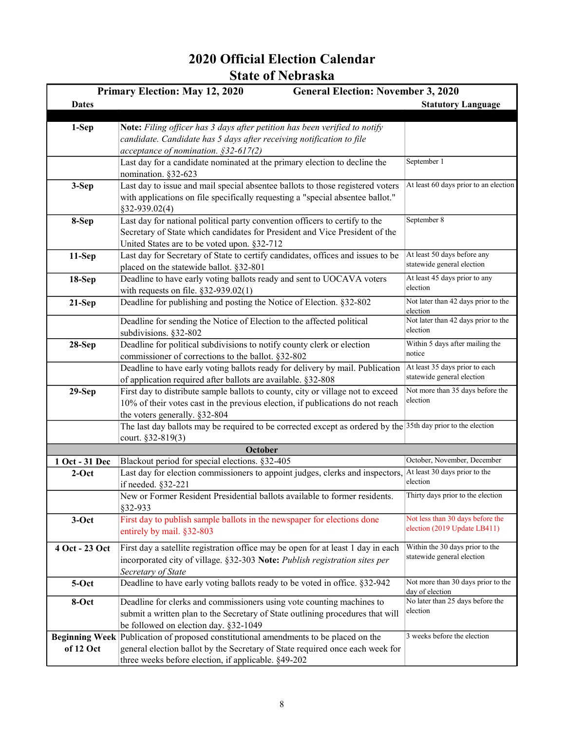# 2020 Official Election Calendar
# State of Nebraska

| Dates | Primary Election: May 12, 2020 — General Election: November 3, 2020 | Statutory Language |
|---|---|---|
| 1-Sep | **Note:** *Filing officer has 3 days after petition has been verified to notify candidate. Candidate has 5 days after receiving notification to file acceptance of nomination. §32-617(2)* | |
| | Last day for a candidate nominated at the primary election to decline the nomination. §32-623 | September 1 |
| 3-Sep | Last day to issue and mail special absentee ballots to those registered voters with applications on file specifically requesting a "special absentee ballot." §32-939.02(4) | At least 60 days prior to an election |
| 8-Sep | Last day for national political party convention officers to certify to the Secretary of State which candidates for President and Vice President of the United States are to be voted upon. §32-712 | September 8 |
| 11-Sep | Last day for Secretary of State to certify candidates, offices and issues to be placed on the statewide ballot. §32-801 | At least 50 days before any statewide general election |
| 18-Sep | Deadline to have early voting ballots ready and sent to UOCAVA voters with requests on file. §32-939.02(1) | At least 45 days prior to any election |
| 21-Sep | Deadline for publishing and posting the Notice of Election. §32-802 | Not later than 42 days prior to the election |
| | Deadline for sending the Notice of Election to the affected political subdivisions. §32-802 | Not later than 42 days prior to the election |
| 28-Sep | Deadline for political subdivisions to notify county clerk or election commissioner of corrections to the ballot. §32-802 | Within 5 days after mailing the notice |
| | Deadline to have early voting ballots ready for delivery by mail. Publication of application required after ballots are available. §32-808 | At least 35 days prior to each statewide general election |
| 29-Sep | First day to distribute sample ballots to county, city or village not to exceed 10% of their votes cast in the previous election, if publications do not reach the voters generally. §32-804 | Not more than 35 days before the election |
| | The last day ballots may be required to be corrected except as ordered by the court. §32-819(3) | 35th day prior to the election |
| | **October** | |
| 1 Oct - 31 Dec | Blackout period for special elections. §32-405 | October, November, December |
| 2-Oct | Last day for election commissioners to appoint judges, clerks and inspectors, if needed. §32-221 | At least 30 days prior to the election |
| | New or Former Resident Presidential ballots available to former residents. §32-933 | Thirty days prior to the election |
| 3-Oct | First day to publish sample ballots in the newspaper for elections done entirely by mail. §32-803 | Not less than 30 days before the election (2019 Update LB411) |
| 4 Oct - 23 Oct | First day a satellite registration office may be open for at least 1 day in each incorporated city of village. §32-303 **Note:** *Publish registration sites per Secretary of State* | Within the 30 days prior to the statewide general election |
| 5-Oct | Deadline to have early voting ballots ready to be voted in office. §32-942 | Not more than 30 days prior to the day of election |
| 8-Oct | Deadline for clerks and commissioners using vote counting machines to submit a written plan to the Secretary of State outlining procedures that will be followed on election day. §32-1049 | No later than 25 days before the election |
| Beginning Week of 12 Oct | Publication of proposed constitutional amendments to be placed on the general election ballot by the Secretary of State required once each week for three weeks before election, if applicable. §49-202 | 3 weeks before the election |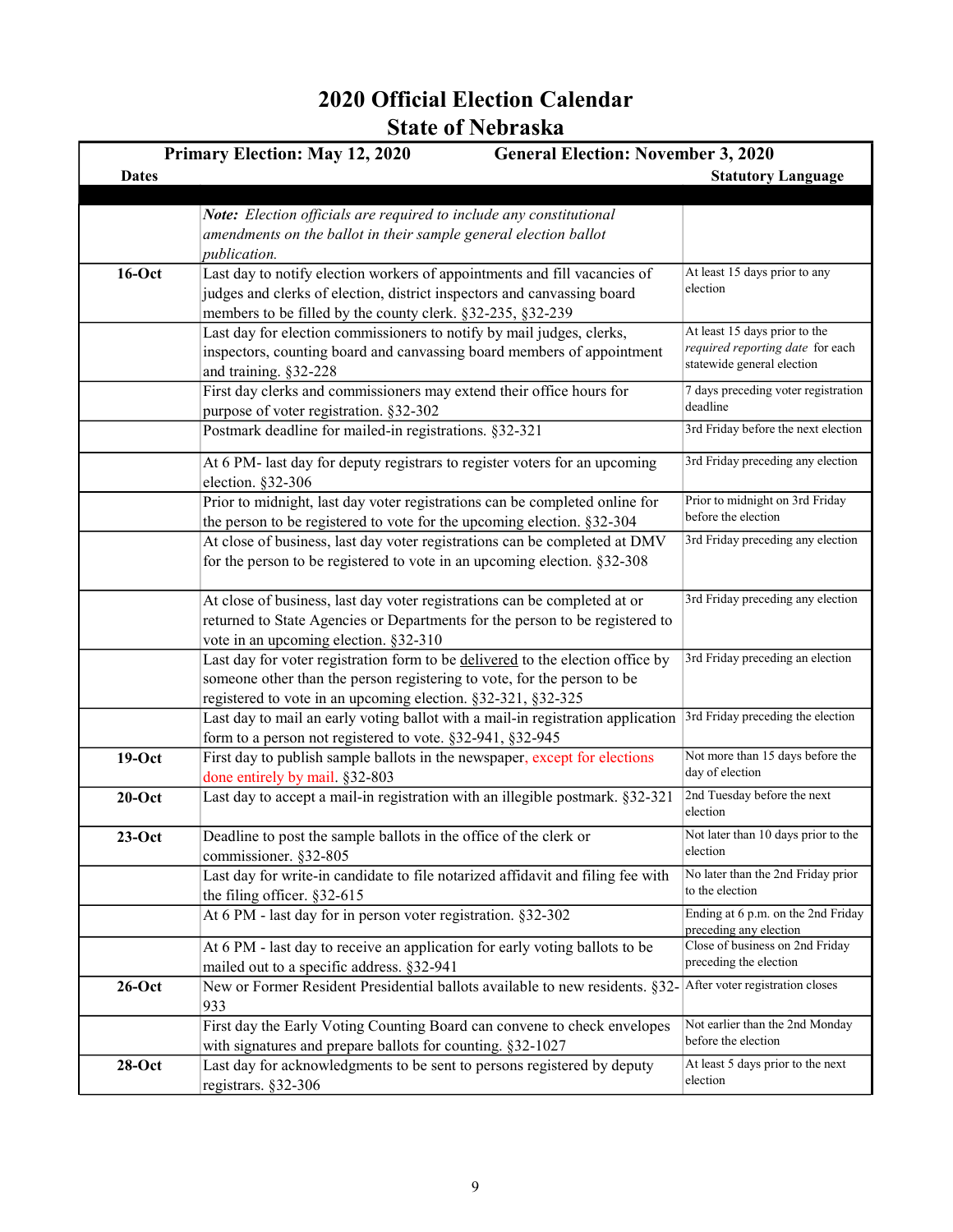# 2020 Official Election Calendar
## State of Nebraska

**Primary Election: May 12, 2020** **General Election: November 3, 2020**

| Dates | | Statutory Language |
|---|---|---|
| | *Note: Election officials are required to include any constitutional amendments on the ballot in their sample general election ballot publication.* | |
| 16-Oct | Last day to notify election workers of appointments and fill vacancies of judges and clerks of election, district inspectors and canvassing board members to be filled by the county clerk. §32-235, §32-239 | At least 15 days prior to any election |
| | Last day for election commissioners to notify by mail judges, clerks, inspectors, counting board and canvassing board members of appointment and training. §32-228 | At least 15 days prior to the *required reporting date* for each statewide general election |
| | First day clerks and commissioners may extend their office hours for purpose of voter registration. §32-302 | 7 days preceding voter registration deadline |
| | Postmark deadline for mailed-in registrations. §32-321 | 3rd Friday before the next election |
| | At 6 PM- last day for deputy registrars to register voters for an upcoming election. §32-306 | 3rd Friday preceding any election |
| | Prior to midnight, last day voter registrations can be completed online for the person to be registered to vote for the upcoming election. §32-304 | Prior to midnight on 3rd Friday before the election |
| | At close of business, last day voter registrations can be completed at DMV for the person to be registered to vote in an upcoming election. §32-308 | 3rd Friday preceding any election |
| | At close of business, last day voter registrations can be completed at or returned to State Agencies or Departments for the person to be registered to vote in an upcoming election. §32-310 | 3rd Friday preceding any election |
| | Last day for voter registration form to be delivered to the election office by someone other than the person registering to vote, for the person to be registered to vote in an upcoming election. §32-321, §32-325 | 3rd Friday preceding an election |
| | Last day to mail an early voting ballot with a mail-in registration application form to a person not registered to vote. §32-941, §32-945 | 3rd Friday preceding the election |
| 19-Oct | First day to publish sample ballots in the newspaper, except for elections done entirely by mail. §32-803 | Not more than 15 days before the day of election |
| 20-Oct | Last day to accept a mail-in registration with an illegible postmark. §32-321 | 2nd Tuesday before the next election |
| 23-Oct | Deadline to post the sample ballots in the office of the clerk or commissioner. §32-805 | Not later than 10 days prior to the election |
| | Last day for write-in candidate to file notarized affidavit and filing fee with the filing officer. §32-615 | No later than the 2nd Friday prior to the election |
| | At 6 PM - last day for in person voter registration. §32-302 | Ending at 6 p.m. on the 2nd Friday preceding any election |
| | At 6 PM - last day to receive an application for early voting ballots to be mailed out to a specific address. §32-941 | Close of business on 2nd Friday preceding the election |
| 26-Oct | New or Former Resident Presidential ballots available to new residents. §32-933 | After voter registration closes |
| | First day the Early Voting Counting Board can convene to check envelopes with signatures and prepare ballots for counting. §32-1027 | Not earlier than the 2nd Monday before the election |
| 28-Oct | Last day for acknowledgments to be sent to persons registered by deputy registrars. §32-306 | At least 5 days prior to the next election |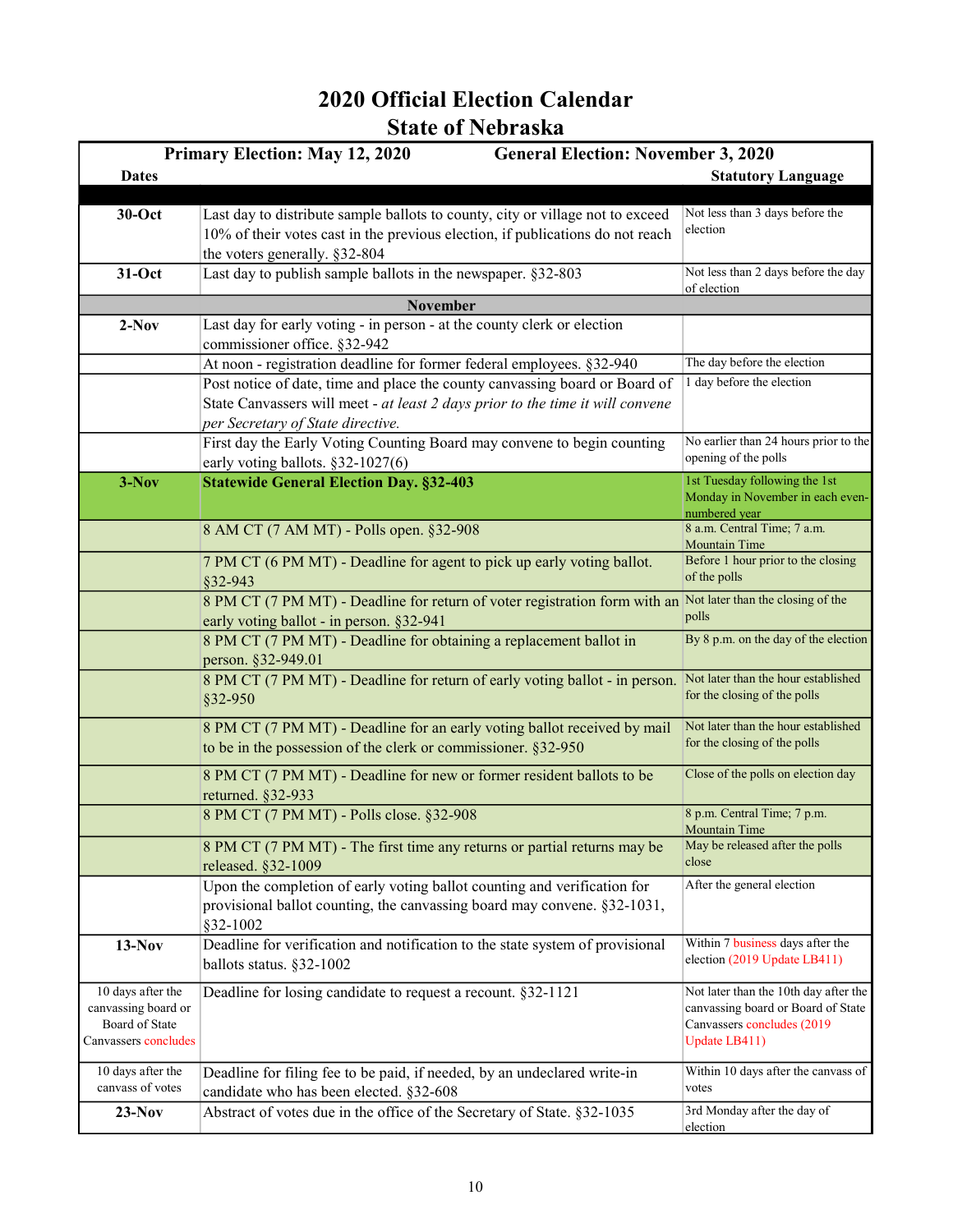# 2020 Official Election Calendar
# State of Nebraska

**Primary Election: May 12, 2020** **General Election: November 3, 2020**

| Dates | | Statutory Language |
|---|---|---|
| **30-Oct** | Last day to distribute sample ballots to county, city or village not to exceed 10% of their votes cast in the previous election, if publications do not reach the voters generally. §32-804 | Not less than 3 days before the election |
| **31-Oct** | Last day to publish sample ballots in the newspaper. §32-803 | Not less than 2 days before the day of election |
| | **November** | |
| **2-Nov** | Last day for early voting - in person - at the county clerk or election commissioner office. §32-942 | |
| | At noon - registration deadline for former federal employees. §32-940 | The day before the election |
| | Post notice of date, time and place the county canvassing board or Board of State Canvassers will meet - *at least 2 days prior to the time it will convene per Secretary of State directive.* | 1 day before the election |
| | First day the Early Voting Counting Board may convene to begin counting early voting ballots. §32-1027(6) | No earlier than 24 hours prior to the opening of the polls |
| **3-Nov** | **Statewide General Election Day. §32-403** | 1st Tuesday following the 1st Monday in November in each even-numbered year |
| | 8 AM CT (7 AM MT) - Polls open. §32-908 | 8 a.m. Central Time; 7 a.m. Mountain Time |
| | 7 PM CT (6 PM MT) - Deadline for agent to pick up early voting ballot. §32-943 | Before 1 hour prior to the closing of the polls |
| | 8 PM CT (7 PM MT) - Deadline for return of voter registration form with an early voting ballot - in person. §32-941 | Not later than the closing of the polls |
| | 8 PM CT (7 PM MT) - Deadline for obtaining a replacement ballot in person. §32-949.01 | By 8 p.m. on the day of the election |
| | 8 PM CT (7 PM MT) - Deadline for return of early voting ballot - in person. §32-950 | Not later than the hour established for the closing of the polls |
| | 8 PM CT (7 PM MT) - Deadline for an early voting ballot received by mail to be in the possession of the clerk or commissioner. §32-950 | Not later than the hour established for the closing of the polls |
| | 8 PM CT (7 PM MT) - Deadline for new or former resident ballots to be returned. §32-933 | Close of the polls on election day |
| | 8 PM CT (7 PM MT) - Polls close. §32-908 | 8 p.m. Central Time; 7 p.m. Mountain Time |
| | 8 PM CT (7 PM MT) - The first time any returns or partial returns may be released. §32-1009 | May be released after the polls close |
| | Upon the completion of early voting ballot counting and verification for provisional ballot counting, the canvassing board may convene. §32-1031, §32-1002 | After the general election |
| **13-Nov** | Deadline for verification and notification to the state system of provisional ballots status. §32-1002 | Within 7 business days after the election (2019 Update LB411) |
| 10 days after the canvassing board or Board of State Canvassers concludes | Deadline for losing candidate to request a recount. §32-1121 | Not later than the 10th day after the canvassing board or Board of State Canvassers concludes (2019 Update LB411) |
| 10 days after the canvass of votes | Deadline for filing fee to be paid, if needed, by an undeclared write-in candidate who has been elected. §32-608 | Within 10 days after the canvass of votes |
| **23-Nov** | Abstract of votes due in the office of the Secretary of State. §32-1035 | 3rd Monday after the day of election |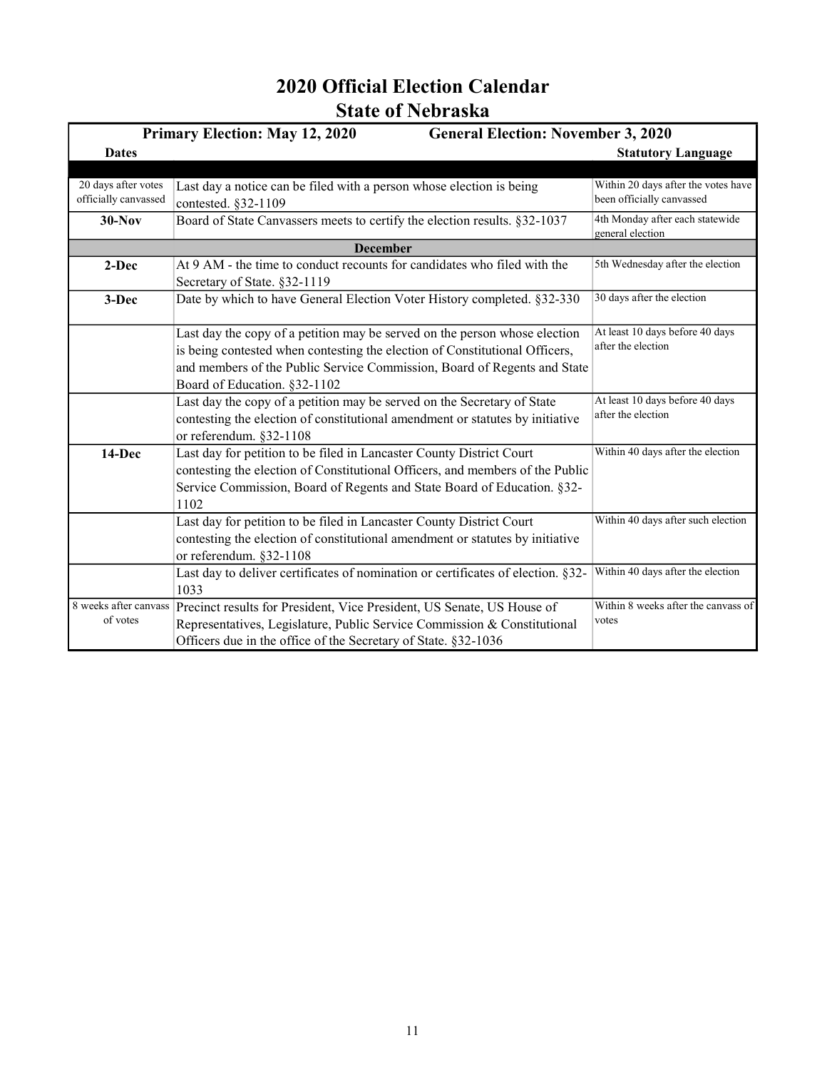# 2020 Official Election Calendar
# State of Nebraska

| Primary Election: May 12, 2020 | General Election: November 3, 2020 | |
|---|---|---|
| **Dates** | | **Statutory Language** |
| 20 days after votes officially canvassed | Last day a notice can be filed with a person whose election is being contested. §32-1109 | Within 20 days after the votes have been officially canvassed |
| **30-Nov** | Board of State Canvassers meets to certify the election results. §32-1037 | 4th Monday after each statewide general election |
| | **December** | |
| **2-Dec** | At 9 AM - the time to conduct recounts for candidates who filed with the Secretary of State. §32-1119 | 5th Wednesday after the election |
| **3-Dec** | Date by which to have General Election Voter History completed. §32-330 | 30 days after the election |
| | Last day the copy of a petition may be served on the person whose election is being contested when contesting the election of Constitutional Officers, and members of the Public Service Commission, Board of Regents and State Board of Education. §32-1102 | At least 10 days before 40 days after the election |
| | Last day the copy of a petition may be served on the Secretary of State contesting the election of constitutional amendment or statutes by initiative or referendum. §32-1108 | At least 10 days before 40 days after the election |
| **14-Dec** | Last day for petition to be filed in Lancaster County District Court contesting the election of Constitutional Officers, and members of the Public Service Commission, Board of Regents and State Board of Education. §32-1102 | Within 40 days after the election |
| | Last day for petition to be filed in Lancaster County District Court contesting the election of constitutional amendment or statutes by initiative or referendum. §32-1108 | Within 40 days after such election |
| | Last day to deliver certificates of nomination or certificates of election. §32-1033 | Within 40 days after the election |
| 8 weeks after canvass of votes | Precinct results for President, Vice President, US Senate, US House of Representatives, Legislature, Public Service Commission & Constitutional Officers due in the office of the Secretary of State. §32-1036 | Within 8 weeks after the canvass of votes |